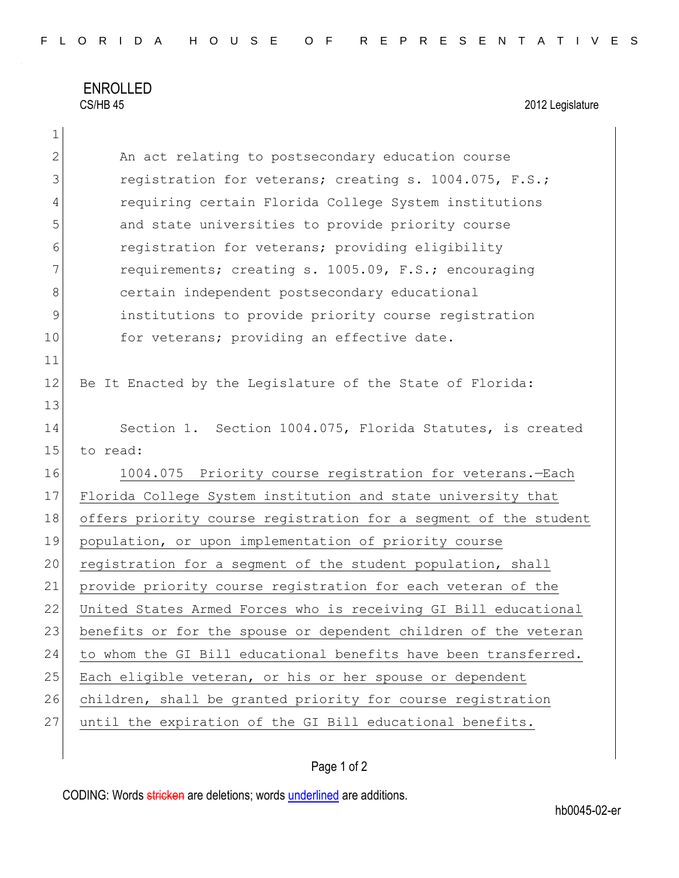ENROLLED

CS/HB 45 2012 Legislature

An act relating to postsecondary education course registration for veterans; creating s. 1004.075, F.S.; requiring certain Florida College System institutions and state universities to provide priority course registration for veterans; providing eligibility requirements; creating s. 1005.09, F.S.; encouraging certain independent postsecondary educational institutions to provide priority course registration for veterans; providing an effective date.

Be It Enacted by the Legislature of the State of Florida:

Section 1. Section 1004.075, Florida Statutes, is created to read:

1004.075 Priority course registration for veterans.—Each Florida College System institution and state university that offers priority course registration for a segment of the student population, or upon implementation of priority course registration for a segment of the student population, shall provide priority course registration for each veteran of the United States Armed Forces who is receiving GI Bill educational benefits or for the spouse or dependent children of the veteran to whom the GI Bill educational benefits have been transferred. Each eligible veteran, or his or her spouse or dependent children, shall be granted priority for course registration until the expiration of the GI Bill educational benefits.

CODING: Words stricken are deletions; words underlined are additions.

hb0045-02-er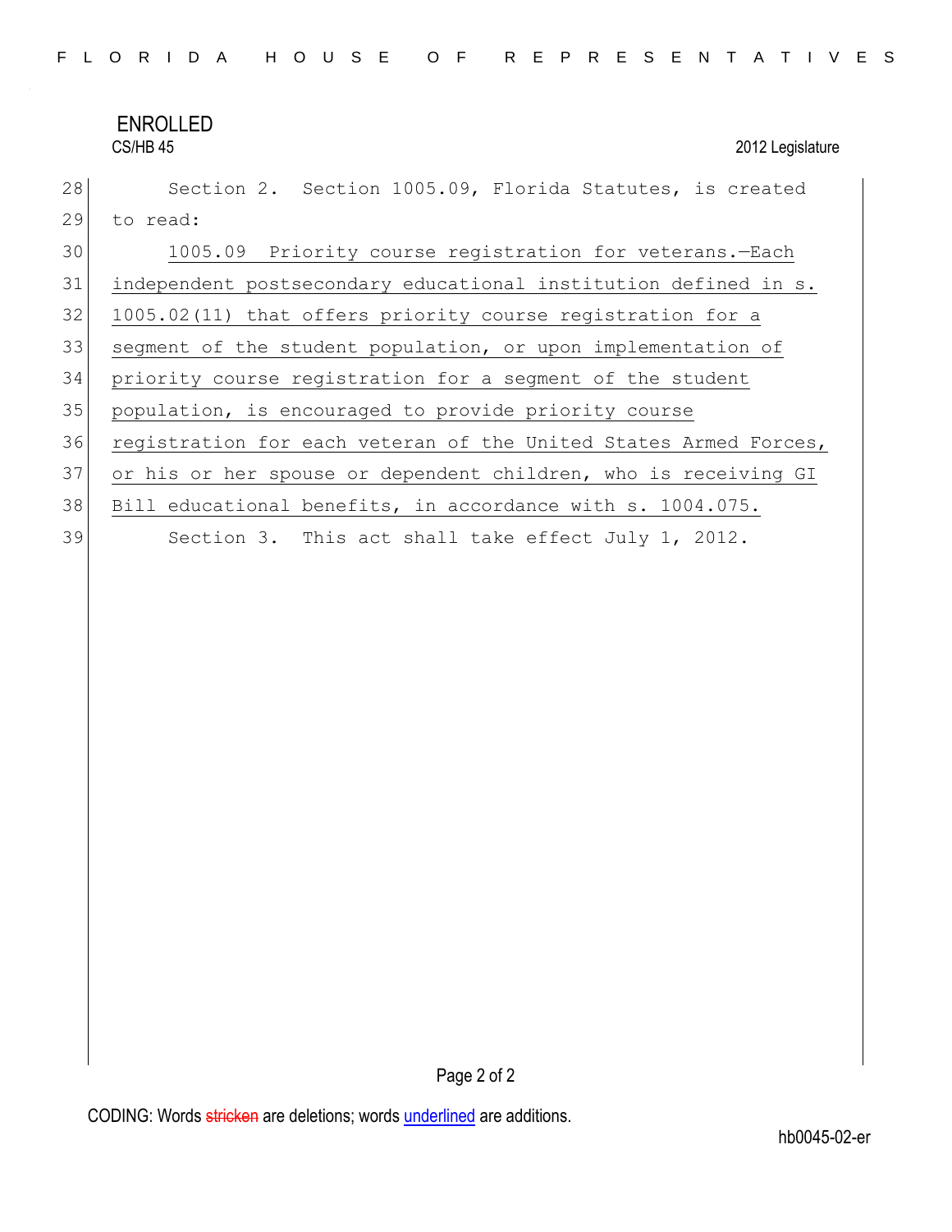ENROLLED

CS/HB 45 2012 Legislature

Section 2. Section 1005.09, Florida Statutes, is created to read:

1005.09 Priority course registration for veterans.—Each independent postsecondary educational institution defined in s. 1005.02(11) that offers priority course registration for a segment of the student population, or upon implementation of priority course registration for a segment of the student population, is encouraged to provide priority course registration for each veteran of the United States Armed Forces, or his or her spouse or dependent children, who is receiving GI Bill educational benefits, in accordance with s. 1004.075.

Section 3. This act shall take effect July 1, 2012.

CODING: Words stricken are deletions; words underlined are additions.

hb0045-02-er